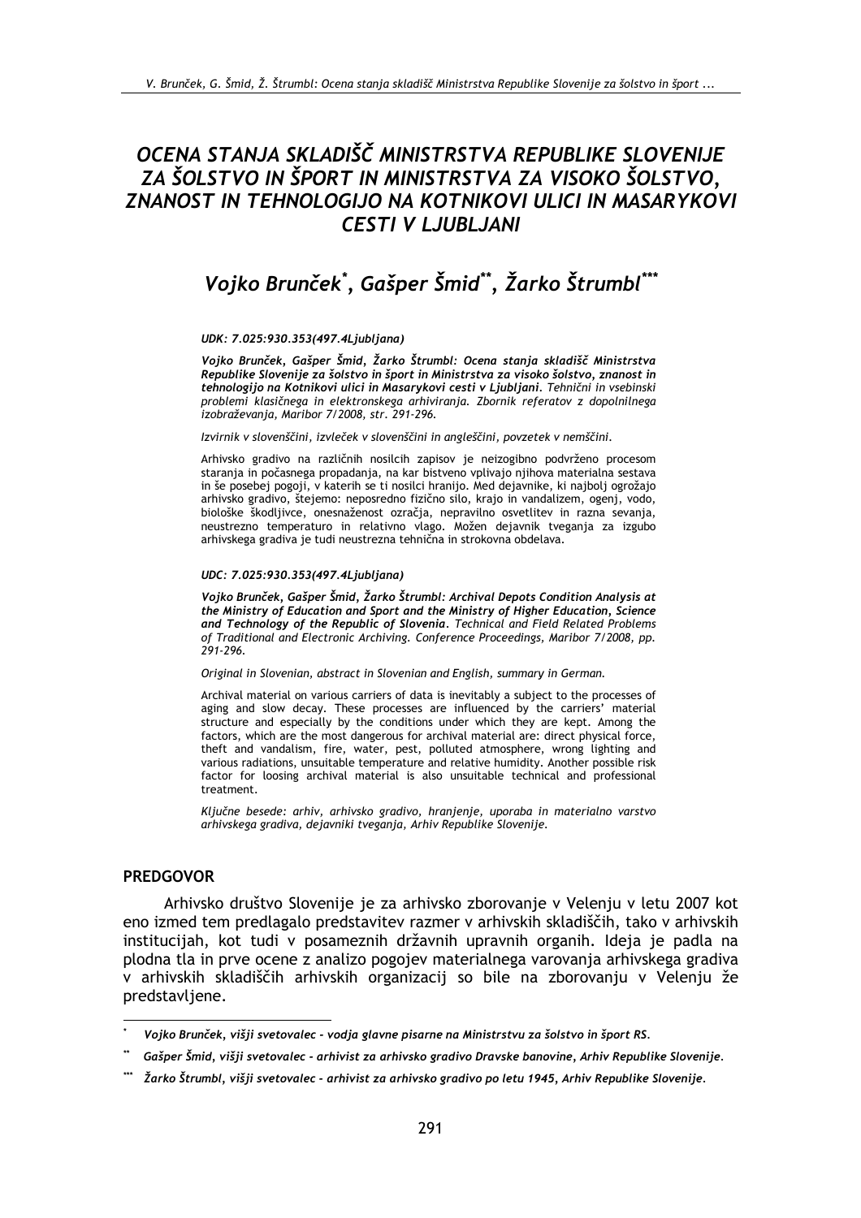# OCENA STANJA SKLADIŠČ MINISTRSTVA REPUBLIKE SLOVENIJE ZA ŠOLSTVO IN ŠPORT IN MINISTRSTVA ZA VISOKO ŠOLSTVO, ZNANOST IN TEHNOLOGIJO NA KOTNIKOVI ULICI IN MASARYKOVI CESTI V LJUBLJANI

## Vojko Brunček[*], Gašper Šmid[**], Žarko Štrumbl[***]

***UDK: 7.025:930.353(497.4Ljubljana)***

***Vojko Brunček, Gašper Šmid, Žarko Štrumbl: Ocena stanja skladišč Ministrstva Republike Slovenije za šolstvo in šport in Ministrstva za visoko šolstvo, znanost in tehnologijo na Kotnikovi ulici in Masarykovi cesti v Ljubljani.*** *Tehnični in vsebinski problemi klasičnega in elektronskega arhiviranja. Zbornik referatov z dopolnilnega izobraževanja, Maribor 7/2008, str. 291-296.*

*Izvirnik v slovenščini, izvleček v slovenščini in angleščini, povzetek v nemščini.*

Arhivsko gradivo na različnih nosilcih zapisov je neizogibno podvrženo procesom staranja in počasnega propadanja, na kar bistveno vplivajo njihova materialna sestava in še posebej pogoji, v katerih se ti nosilci hranijo. Med dejavnike, ki najbolj ogrožajo arhivsko gradivo, štejemo: neposredno fizično silo, krajo in vandalizem, ogenj, vodo, biološke škodljivce, onesnaženost ozračja, nepravilno osvetlitev in razna sevanja, neustrezno temperaturo in relativno vlago. Možen dejavnik tveganja za izgubo arhivskega gradiva je tudi neustrezna tehnična in strokovna obdelava.

***UDC: 7.025:930.353(497.4Ljubljana)***

***Vojko Brunček, Gašper Šmid, Žarko Štrumbl: Archival Depots Condition Analysis at the Ministry of Education and Sport and the Ministry of Higher Education, Science and Technology of the Republic of Slovenia.*** *Technical and Field Related Problems of Traditional and Electronic Archiving. Conference Proceedings, Maribor 7/2008, pp. 291-296.*

*Original in Slovenian, abstract in Slovenian and English, summary in German.*

Archival material on various carriers of data is inevitably a subject to the processes of aging and slow decay. These processes are influenced by the carriers' material structure and especially by the conditions under which they are kept. Among the factors, which are the most dangerous for archival material are: direct physical force, theft and vandalism, fire, water, pest, polluted atmosphere, wrong lighting and various radiations, unsuitable temperature and relative humidity. Another possible risk factor for loosing archival material is also unsuitable technical and professional treatment.

*Ključne besede: arhiv, arhivsko gradivo, hranjenje, uporaba in materialno varstvo arhivskega gradiva, dejavniki tveganja, Arhiv Republike Slovenije.*

### PREDGOVOR

Arhivsko društvo Slovenije je za arhivsko zborovanje v Velenju v letu 2007 kot eno izmed tem predlagalo predstavitev razmer v arhivskih skladiščih, tako v arhivskih institucijah, kot tudi v posameznih državnih upravnih organih. Ideja je padla na plodna tla in prve ocene z analizo pogojev materialnega varovanja arhivskega gradiva v arhivskih skladiščih arhivskih organizacij so bile na zborovanju v Velenju že predstavljene.

---

[*] *Vojko Brunček, višji svetovalec - vodja glavne pisarne na Ministrstvu za šolstvo in šport RS.*

[**] *Gašper Šmid, višji svetovalec - arhivist za arhivsko gradivo Dravske banovine, Arhiv Republike Slovenije.*

[***] *Žarko Štrumbl, višji svetovalec - arhivist za arhivsko gradivo po letu 1945, Arhiv Republike Slovenije.*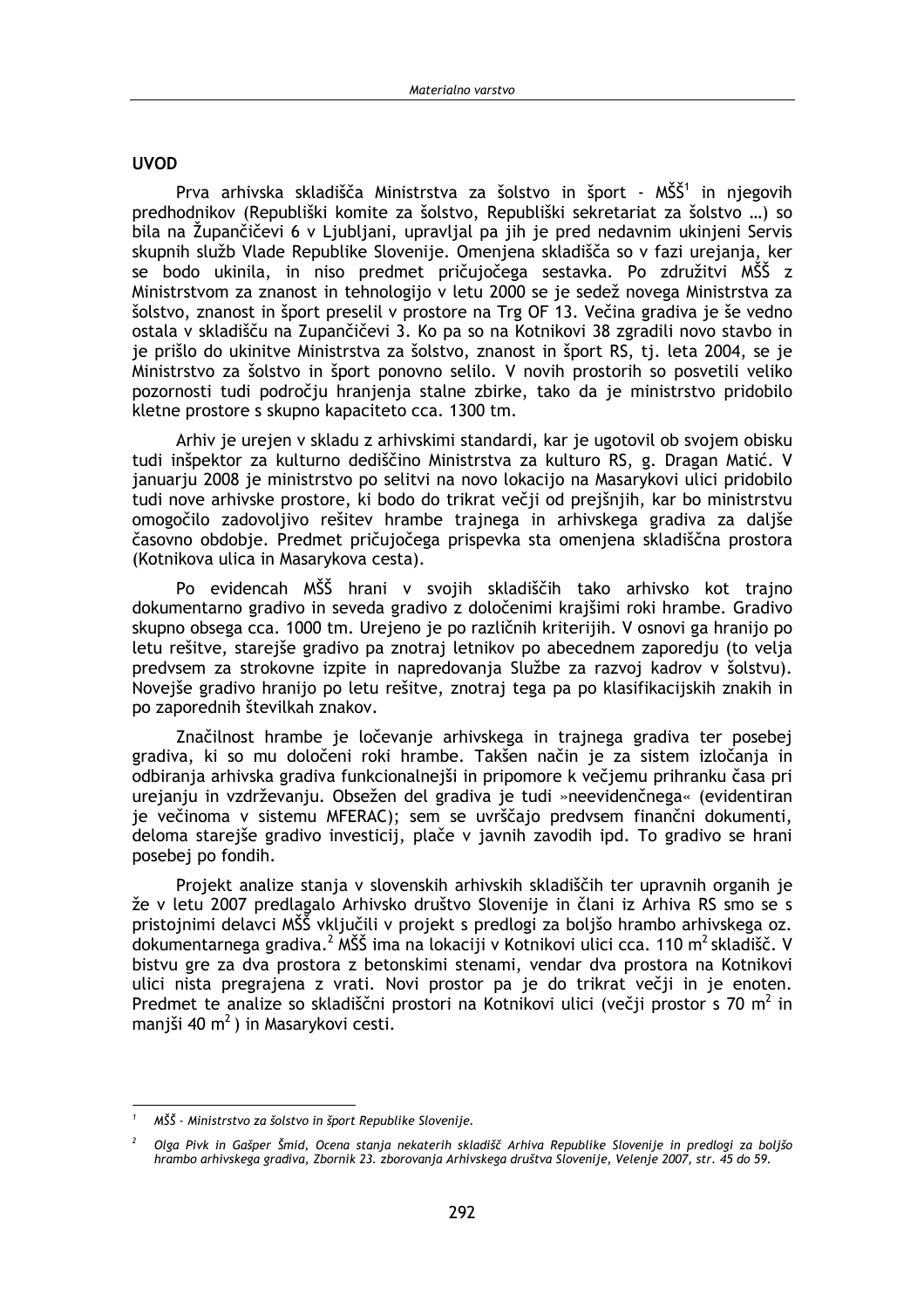## UVOD

Prva arhivska skladišča Ministrstva za šolstvo in šport - MŠŠ[1] in njegovih predhodnikov (Republiški komite za šolstvo, Republiški sekretariat za šolstvo …) so bila na Župančičevi 6 v Ljubljani, upravljal pa jih je pred nedavnim ukinjeni Servis skupnih služb Vlade Republike Slovenije. Omenjena skladišča so v fazi urejanja, ker se bodo ukinila, in niso predmet pričujočega sestavka. Po združitvi MŠŠ z Ministrstvom za znanost in tehnologijo v letu 2000 se je sedež novega Ministrstva za šolstvo, znanost in šport preselil v prostore na Trg OF 13. Večina gradiva je še vedno ostala v skladišču na Zupančičevi 3. Ko pa so na Kotnikovi 38 zgradili novo stavbo in je prišlo do ukinitve Ministrstva za šolstvo, znanost in šport RS, tj. leta 2004, se je Ministrstvo za šolstvo in šport ponovno selilo. V novih prostorih so posvetili veliko pozornosti tudi področju hranjenja stalne zbirke, tako da je ministrstvo pridobilo kletne prostore s skupno kapaciteto cca. 1300 tm.

Arhiv je urejen v skladu z arhivskimi standardi, kar je ugotovil ob svojem obisku tudi inšpektor za kulturno dediščino Ministrstva za kulturo RS, g. Dragan Matić. V januarju 2008 je ministrstvo po selitvi na novo lokacijo na Masarykovi ulici pridobilo tudi nove arhivske prostore, ki bodo do trikrat večji od prejšnjih, kar bo ministrstvu omogočilo zadovoljivo rešitev hrambe trajnega in arhivskega gradiva za daljše časovno obdobje. Predmet pričujočega prispevka sta omenjena skladiščna prostora (Kotnikova ulica in Masarykova cesta).

Po evidencah MŠŠ hrani v svojih skladiščih tako arhivsko kot trajno dokumentarno gradivo in seveda gradivo z določenimi krajšimi roki hrambe. Gradivo skupno obsega cca. 1000 tm. Urejeno je po različnih kriterijih. V osnovi ga hranijo po letu rešitve, starejše gradivo pa znotraj letnikov po abecednem zaporedju (to velja predvsem za strokovne izpite in napredovanja Službe za razvoj kadrov v šolstvu). Novejše gradivo hranijo po letu rešitve, znotraj tega pa po klasifikacijskih znakih in po zaporednih številkah znakov.

Značilnost hrambe je ločevanje arhivskega in trajnega gradiva ter posebej gradiva, ki so mu določeni roki hrambe. Takšen način je za sistem izločanja in odbiranja arhivska gradiva funkcionalnejši in pripomore k večjemu prihranku časa pri urejanju in vzdrževanju. Obsežen del gradiva je tudi »neevidenčnega« (evidentiran je večinoma v sistemu MFERAC); sem se uvrščajo predvsem finančni dokumenti, deloma starejše gradivo investicij, plače v javnih zavodih ipd. To gradivo se hrani posebej po fondih.

Projekt analize stanja v slovenskih arhivskih skladiščih ter upravnih organih je že v letu 2007 predlagalo Arhivsko društvo Slovenije in člani iz Arhiva RS smo se s pristojnimi delavci MŠŠ vključili v projekt s predlogi za boljšo hrambo arhivskega oz. dokumentarnega gradiva.[2] MŠŠ ima na lokaciji v Kotnikovi ulici cca. 110 m$^2$ skladišč. V bistvu gre za dva prostora z betonskimi stenami, vendar dva prostora na Kotnikovi ulici nista pregrajena z vrati. Novi prostor pa je do trikrat večji in je enoten. Predmet te analize so skladiščni prostori na Kotnikovi ulici (večji prostor s 70 m$^2$ in manjši 40 m$^2$ ) in Masarykovi cesti.

---

[1] *MŠŠ - Ministrstvo za šolstvo in šport Republike Slovenije.*

[2] *Olga Pivk in Gašper Šmid, Ocena stanja nekaterih skladišč Arhiva Republike Slovenije in predlogi za boljšo hrambo arhivskega gradiva, Zbornik 23. zborovanja Arhivskega društva Slovenije, Velenje 2007, str. 45 do 59.*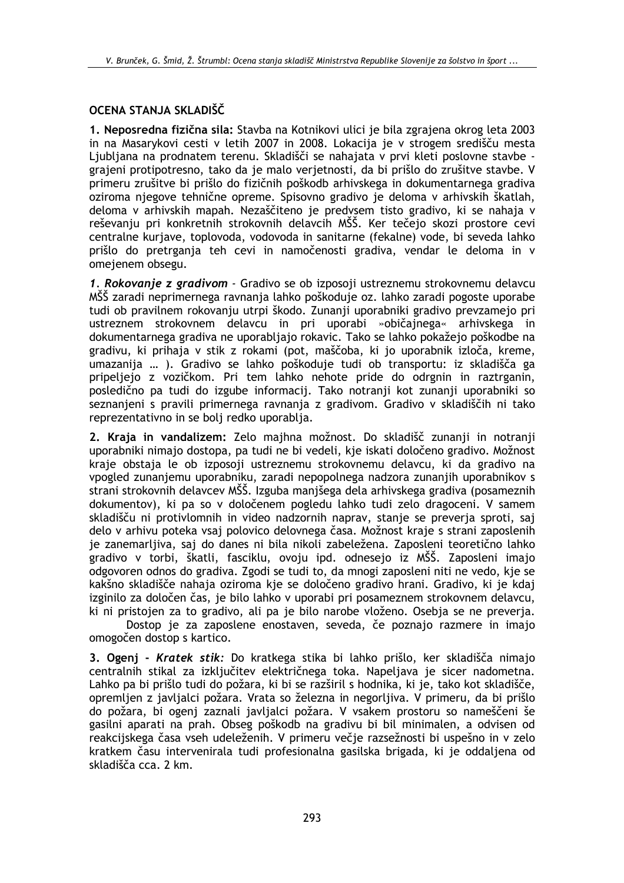## OCENA STANJA SKLADIŠČ

**1. Neposredna fizična sila:** Stavba na Kotnikovi ulici je bila zgrajena okrog leta 2003 in na Masarykovi cesti v letih 2007 in 2008. Lokacija je v strogem središču mesta Ljubljana na prodnatem terenu. Skladišči se nahajata v prvi kleti poslovne stavbe - grajeni protipotresno, tako da je malo verjetnosti, da bi prišlo do zrušitve stavbe. V primeru zrušitve bi prišlo do fizičnih poškodb arhivskega in dokumentarnega gradiva oziroma njegove tehnične opreme. Spisovno gradivo je deloma v arhivskih škatlah, deloma v arhivskih mapah. Nezaščiteno je predvsem tisto gradivo, ki se nahaja v reševanju pri konkretnih strokovnih delavcih MŠŠ. Ker tečejo skozi prostore cevi centralne kurjave, toplovoda, vodovoda in sanitarne (fekalne) vode, bi seveda lahko prišlo do pretrganja teh cevi in namočenosti gradiva, vendar le deloma in v omejenem obsegu.

***1. Rokovanje z gradivom*** - Gradivo se ob izposoji ustreznemu strokovnemu delavcu MŠŠ zaradi neprimernega ravnanja lahko poškoduje oz. lahko zaradi pogoste uporabe tudi ob pravilnem rokovanju utrpi škodo. Zunanji uporabniki gradivo prevzamejo pri ustreznem strokovnem delavcu in pri uporabi »običajnega« arhivskega in dokumentarnega gradiva ne uporabljajo rokavic. Tako se lahko pokažejo poškodbe na gradivu, ki prihaja v stik z rokami (pot, maščoba, ki jo uporabnik izloča, kreme, umazanija … ). Gradivo se lahko poškoduje tudi ob transportu: iz skladišča ga pripeljejo z vozičkom. Pri tem lahko nehote pride do odrgnin in raztrganin, posledično pa tudi do izgube informacij. Tako notranji kot zunanji uporabniki so seznanjeni s pravili primernega ravnanja z gradivom. Gradivo v skladiščih ni tako reprezentativno in se bolj redko uporablja.

**2. Kraja in vandalizem:** Zelo majhna možnost. Do skladišč zunanji in notranji uporabniki nimajo dostopa, pa tudi ne bi vedeli, kje iskati določeno gradivo. Možnost kraje obstaja le ob izposoji ustreznemu strokovnemu delavcu, ki da gradivo na vpogled zunanjemu uporabniku, zaradi nepopolnega nadzora zunanjih uporabnikov s strani strokovnih delavcev MŠŠ. Izguba manjšega dela arhivskega gradiva (posameznih dokumentov), ki pa so v določenem pogledu lahko tudi zelo dragoceni. V samem skladišču ni protivlomnih in video nadzornih naprav, stanje se preverja sproti, saj delo v arhivu poteka vsaj polovico delovnega časa. Možnost kraje s strani zaposlenih je zanemarljiva, saj do danes ni bila nikoli zabeležena. Zaposleni teoretično lahko gradivo v torbi, škatli, fasciklu, ovoju ipd. odnesejo iz MŠŠ. Zaposleni imajo odgovoren odnos do gradiva. Zgodi se tudi to, da mnogi zaposleni niti ne vedo, kje se kakšno skladišče nahaja oziroma kje se določeno gradivo hrani. Gradivo, ki je kdaj izginilo za določen čas, je bilo lahko v uporabi pri posameznem strokovnem delavcu, ki ni pristojen za to gradivo, ali pa je bilo narobe vloženo. Osebja se ne preverja.

Dostop je za zaposlene enostaven, seveda, če poznajo razmere in imajo omogočen dostop s kartico.

**3. Ogenj -** ***Kratek stik:*** Do kratkega stika bi lahko prišlo, ker skladišča nimajo centralnih stikal za izključitev električnega toka. Napeljava je sicer nadometna. Lahko pa bi prišlo tudi do požara, ki bi se razširil s hodnika, ki je, tako kot skladišče, opremljen z javljalci požara. Vrata so železna in negorljiva. V primeru, da bi prišlo do požara, bi ogenj zaznali javljalci požara. V vsakem prostoru so nameščeni še gasilni aparati na prah. Obseg poškodb na gradivu bi bil minimalen, a odvisen od reakcijskega časa vseh udeleženih. V primeru večje razsežnosti bi uspešno in v zelo kratkem času intervenirala tudi profesionalna gasilska brigada, ki je oddaljena od skladišča cca. 2 km.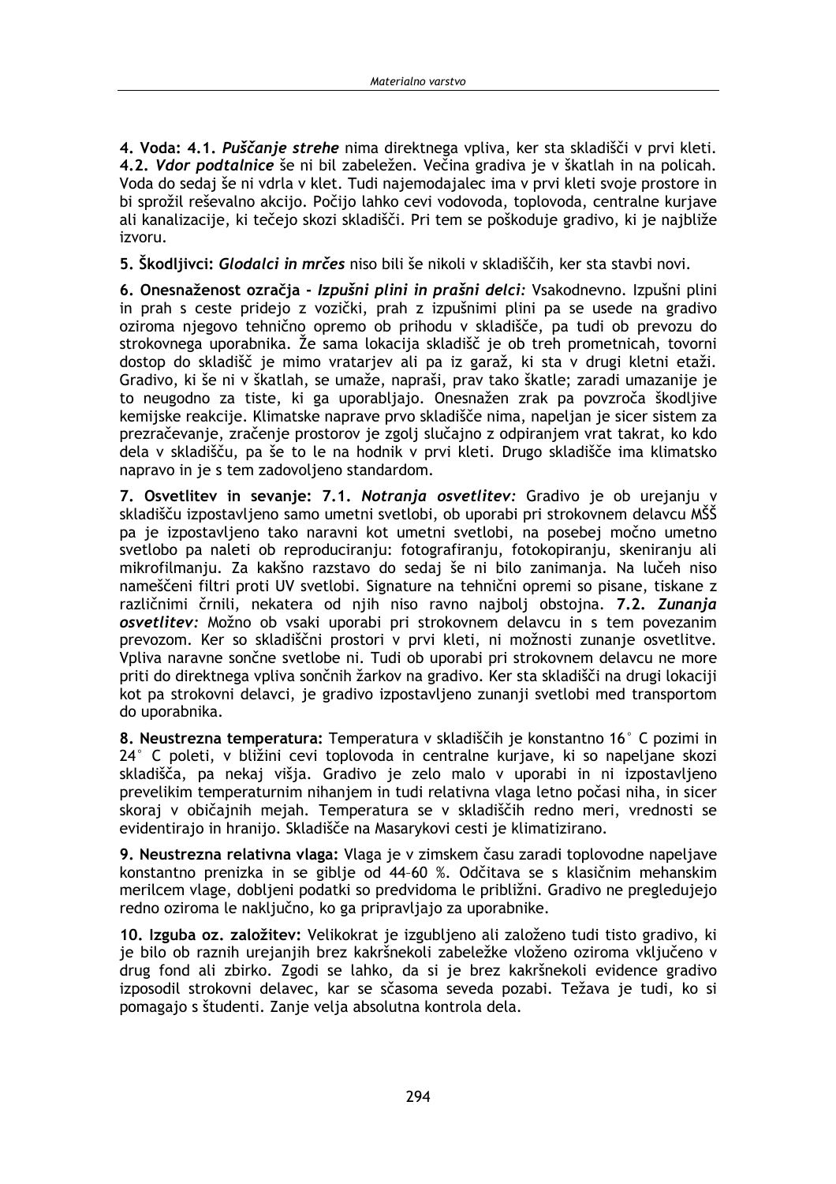**4. Voda: 4.1.** ***Puščanje strehe*** nima direktnega vpliva, ker sta skladišči v prvi kleti. **4.2.** ***Vdor podtalnice*** še ni bil zabeležen. Večina gradiva je v škatlah in na policah. Voda do sedaj še ni vdrla v klet. Tudi najemodajalec ima v prvi kleti svoje prostore in bi sprožil reševalno akcijo. Počijo lahko cevi vodovoda, toplovoda, centralne kurjave ali kanalizacije, ki tečejo skozi skladišči. Pri tem se poškoduje gradivo, ki je najbliže izvoru.

**5. Škodljivci:** ***Glodalci in mrčes*** niso bili še nikoli v skladiščih, ker sta stavbi novi.

**6. Onesnaženost ozračja -** ***Izpušni plini in prašni delci:*** Vsakodnevno. Izpušni plini in prah s ceste pridejo z vozički, prah z izpušnimi plini pa se usede na gradivo oziroma njegovo tehnično opremo ob prihodu v skladišče, pa tudi ob prevozu do strokovnega uporabnika. Že sama lokacija skladišč je ob treh prometnicah, tovorni dostop do skladišč je mimo vratarjev ali pa iz garaž, ki sta v drugi kletni etaži. Gradivo, ki še ni v škatlah, se umaže, napraši, prav tako škatle; zaradi umazanije je to neugodno za tiste, ki ga uporabljajo. Onesnažen zrak pa povzroča škodljive kemijske reakcije. Klimatske naprave prvo skladišče nima, napeljan je sicer sistem za prezračevanje, zračenje prostorov je zgolj slučajno z odpiranjem vrat takrat, ko kdo dela v skladišču, pa še to le na hodnik v prvi kleti. Drugo skladišče ima klimatsko napravo in je s tem zadovoljeno standardom.

**7. Osvetlitev in sevanje: 7.1.** ***Notranja osvetlitev:*** Gradivo je ob urejanju v skladišču izpostavljeno samo umetni svetlobi, ob uporabi pri strokovnem delavcu MŠŠ pa je izpostavljeno tako naravni kot umetni svetlobi, na posebej močno umetno svetlobo pa naleti ob reproduciranju: fotografiranju, fotokopiranju, skeniranju ali mikrofilmanju. Za kakšno razstavo do sedaj še ni bilo zanimanja. Na lučeh niso nameščeni filtri proti UV svetlobi. Signature na tehnični opremi so pisane, tiskane z različnimi črnili, nekatera od njih niso ravno najbolj obstojna. **7.2.** ***Zunanja osvetlitev:*** Možno ob vsaki uporabi pri strokovnem delavcu in s tem povezanim prevozom. Ker so skladiščni prostori v prvi kleti, ni možnosti zunanje osvetlitve. Vpliva naravne sončne svetlobe ni. Tudi ob uporabi pri strokovnem delavcu ne more priti do direktnega vpliva sončnih žarkov na gradivo. Ker sta skladišči na drugi lokaciji kot pa strokovni delavci, je gradivo izpostavljeno zunanji svetlobi med transportom do uporabnika.

**8. Neustrezna temperatura:** Temperatura v skladiščih je konstantno 16° C pozimi in 24° C poleti, v bližini cevi toplovoda in centralne kurjave, ki so napeljane skozi skladišča, pa nekaj višja. Gradivo je zelo malo v uporabi in ni izpostavljeno prevelikim temperaturnim nihanjem in tudi relativna vlaga letno počasi niha, in sicer skoraj v običajnih mejah. Temperatura se v skladiščih redno meri, vrednosti se evidentirajo in hranijo. Skladišče na Masarykovi cesti je klimatizirano.

**9. Neustrezna relativna vlaga:** Vlaga je v zimskem času zaradi toplovodne napeljave konstantno prenizka in se giblje od 44–60 %. Odčitava se s klasičnim mehanskim merilcem vlage, dobljeni podatki so predvidoma le približni. Gradivo ne pregledujejo redno oziroma le naključno, ko ga pripravljajo za uporabnike.

**10. Izguba oz. založitev:** Velikokrat je izgubljeno ali založeno tudi tisto gradivo, ki je bilo ob raznih urejanjih brez kakršnekoli zabeležke vloženo oziroma vključeno v drug fond ali zbirko. Zgodi se lahko, da si je brez kakršnekoli evidence gradivo izposodil strokovni delavec, kar se sčasoma seveda pozabi. Težava je tudi, ko si pomagajo s študenti. Zanje velja absolutna kontrola dela.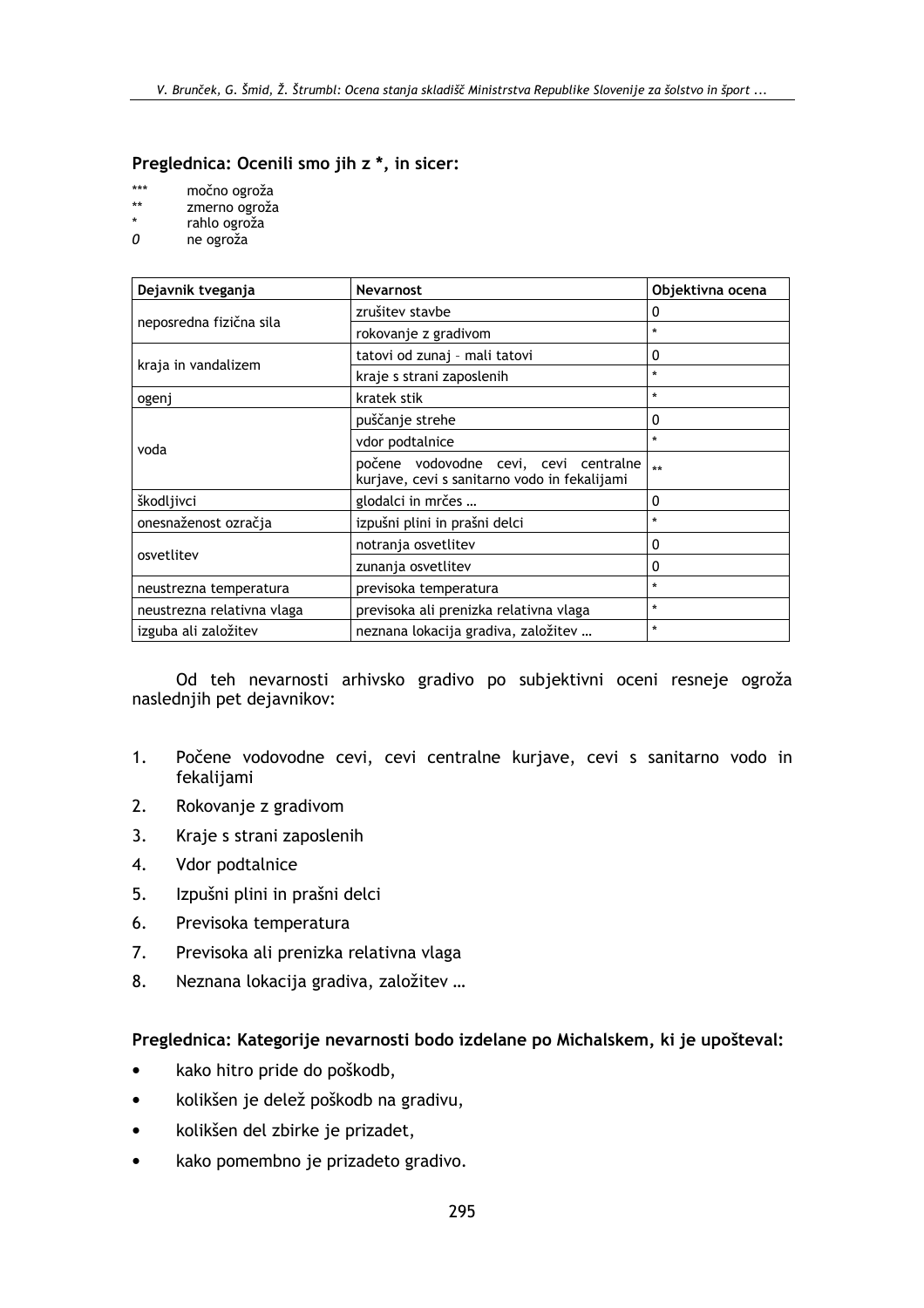**Preglednica: Ocenili smo jih z *, in sicer:**

*** močno ogroža
** zmerno ogroža
* rahlo ogroža
*0* ne ogroža

| Dejavnik tveganja | Nevarnost | Objektivna ocena |
|---|---|---|
| neposredna fizična sila | zrušitev stavbe | 0 |
| | rokovanje z gradivom | * |
| kraja in vandalizem | tatovi od zunaj – mali tatovi | 0 |
| | kraje s strani zaposlenih | * |
| ogenj | kratek stik | * |
| voda | puščanje strehe | 0 |
| | vdor podtalnice | * |
| | počene vodovodne cevi, cevi centralne kurjave, cevi s sanitarno vodo in fekalijami | ** |
| škodljivci | glodalci in mrčes … | 0 |
| onesnaženost ozračja | izpušni plini in prašni delci | * |
| osvetlitev | notranja osvetlitev | 0 |
| | zunanja osvetlitev | 0 |
| neustrezna temperatura | previsoka temperatura | * |
| neustrezna relativna vlaga | previsoka ali prenizka relativna vlaga | * |
| izguba ali založitev | neznana lokacija gradiva, založitev … | * |

Od teh nevarnosti arhivsko gradivo po subjektivni oceni resneje ogroža naslednjih pet dejavnikov:

1. Počene vodovodne cevi, cevi centralne kurjave, cevi s sanitarno vodo in fekalijami
2. Rokovanje z gradivom
3. Kraje s strani zaposlenih
4. Vdor podtalnice
5. Izpušni plini in prašni delci
6. Previsoka temperatura
7. Previsoka ali prenizka relativna vlaga
8. Neznana lokacija gradiva, založitev …

**Preglednica: Kategorije nevarnosti bodo izdelane po Michalskem, ki je upošteval:**

- kako hitro pride do poškodb,
- kolikšen je delež poškodb na gradivu,
- kolikšen del zbirke je prizadet,
- kako pomembno je prizadeto gradivo.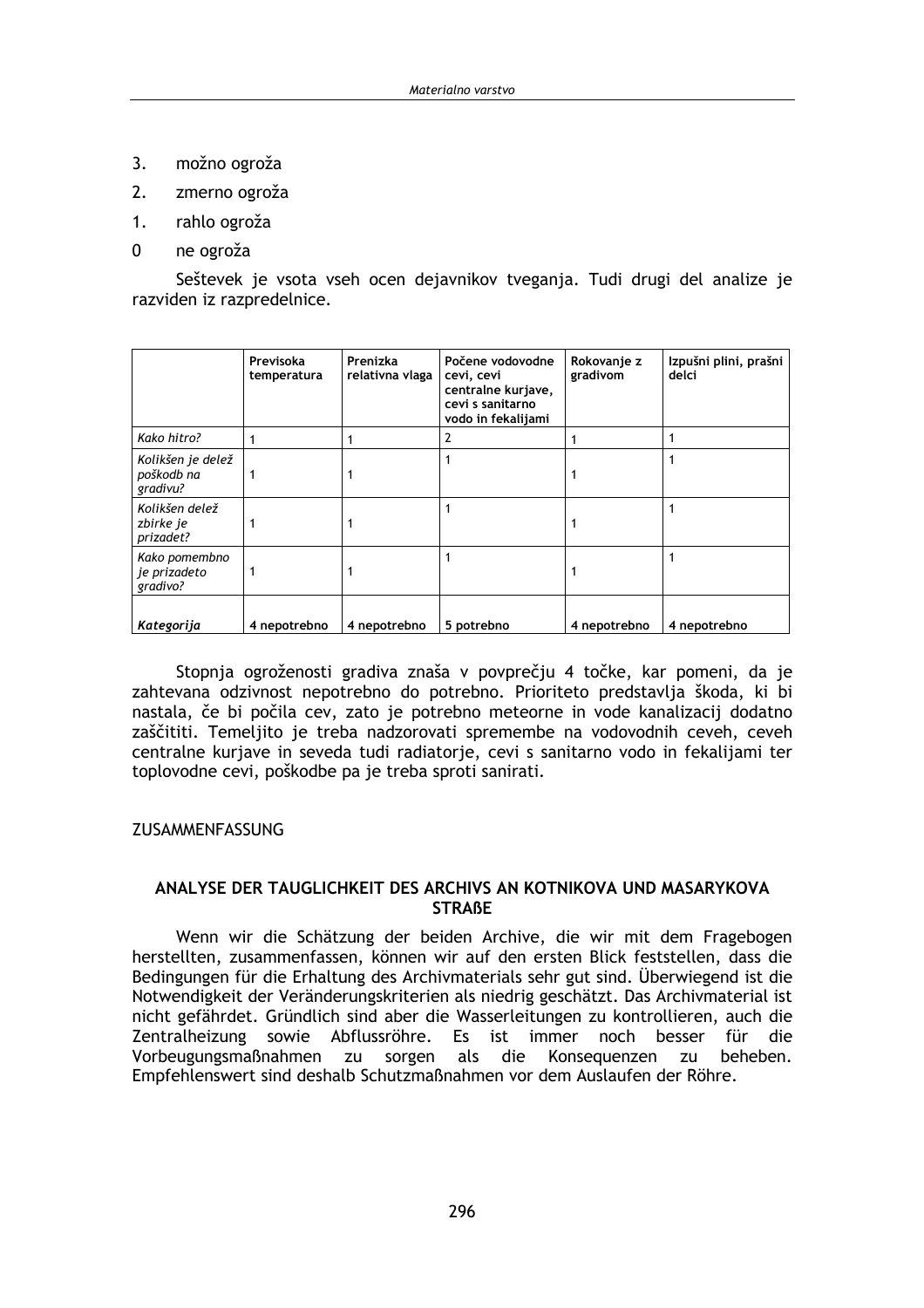3. možno ogroža
2. zmerno ogroža
1. rahlo ogroža
0 ne ogroža

Seštevek je vsota vseh ocen dejavnikov tveganja. Tudi drugi del analize je razviden iz razpredelnice.

| | Previsoka temperatura | Prenizka relativna vlaga | Počene vodovodne cevi, cevi centralne kurjave, cevi s sanitarno vodo in fekalijami | Rokovanje z gradivom | Izpušni plini, prašni delci |
|---|---|---|---|---|---|
| *Kako hitro?* | 1 | 1 | 2 | 1 | 1 |
| *Kolikšen je delež poškodb na gradivu?* | 1 | 1 | 1 | 1 | 1 |
| *Kolikšen delež zbirke je prizadet?* | 1 | 1 | 1 | 1 | 1 |
| *Kako pomembno je prizadeto gradivo?* | 1 | 1 | 1 | 1 | 1 |
| ***Kategorija*** | 4 nepotrebno | 4 nepotrebno | 5 potrebno | 4 nepotrebno | 4 nepotrebno |

Stopnja ogroženosti gradiva znaša v povprečju 4 točke, kar pomeni, da je zahtevana odzivnost nepotrebno do potrebno. Prioriteto predstavlja škoda, ki bi nastala, če bi počila cev, zato je potrebno meteorne in vode kanalizacij dodatno zaščititi. Temeljito je treba nadzorovati spremembe na vodovodnih ceveh, ceveh centralne kurjave in seveda tudi radiatorje, cevi s sanitarno vodo in fekalijami ter toplovodne cevi, poškodbe pa je treba sproti sanirati.

ZUSAMMENFASSUNG

## ANALYSE DER TAUGLICHKEIT DES ARCHIVS AN KOTNIKOVA UND MASARYKOVA STRAßE

Wenn wir die Schätzung der beiden Archive, die wir mit dem Fragebogen herstellten, zusammenfassen, können wir auf den ersten Blick feststellen, dass die Bedingungen für die Erhaltung des Archivmaterials sehr gut sind. Überwiegend ist die Notwendigkeit der Veränderungskriterien als niedrig geschätzt. Das Archivmaterial ist nicht gefährdet. Gründlich sind aber die Wasserleitungen zu kontrollieren, auch die Zentralheizung sowie Abflussröhre. Es ist immer noch besser für die Vorbeugungsmaßnahmen zu sorgen als die Konsequenzen zu beheben. Empfehlenswert sind deshalb Schutzmaßnahmen vor dem Auslaufen der Röhre.